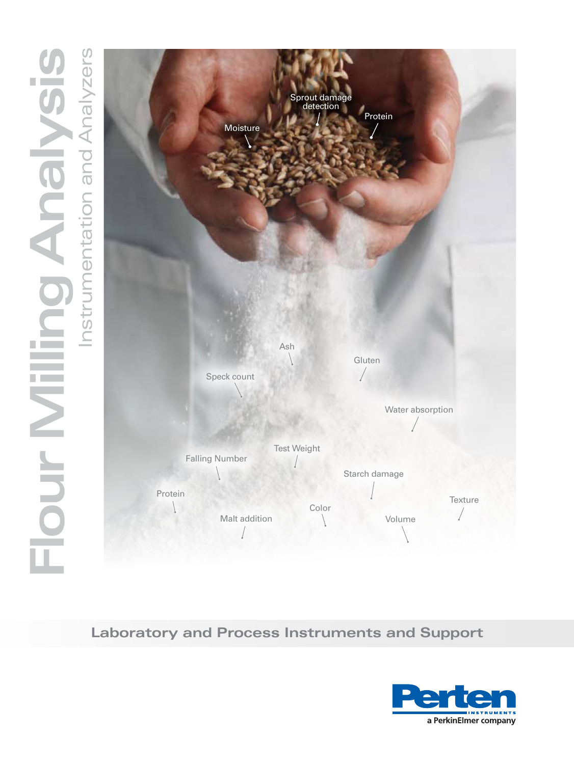# Flour Milling Analysis

## Instrumentation and Analyzers

Moisture

Sprout damage detection

Protein

Ash

Gluten

Speck count

Water absorption

Test Weight

Falling Number

Starch damage

Protein

Texture

Color

Malt addition

Volume

**Laboratory and Process Instruments and Support**

Perten INSTRUMENTS

a PerkinElmer company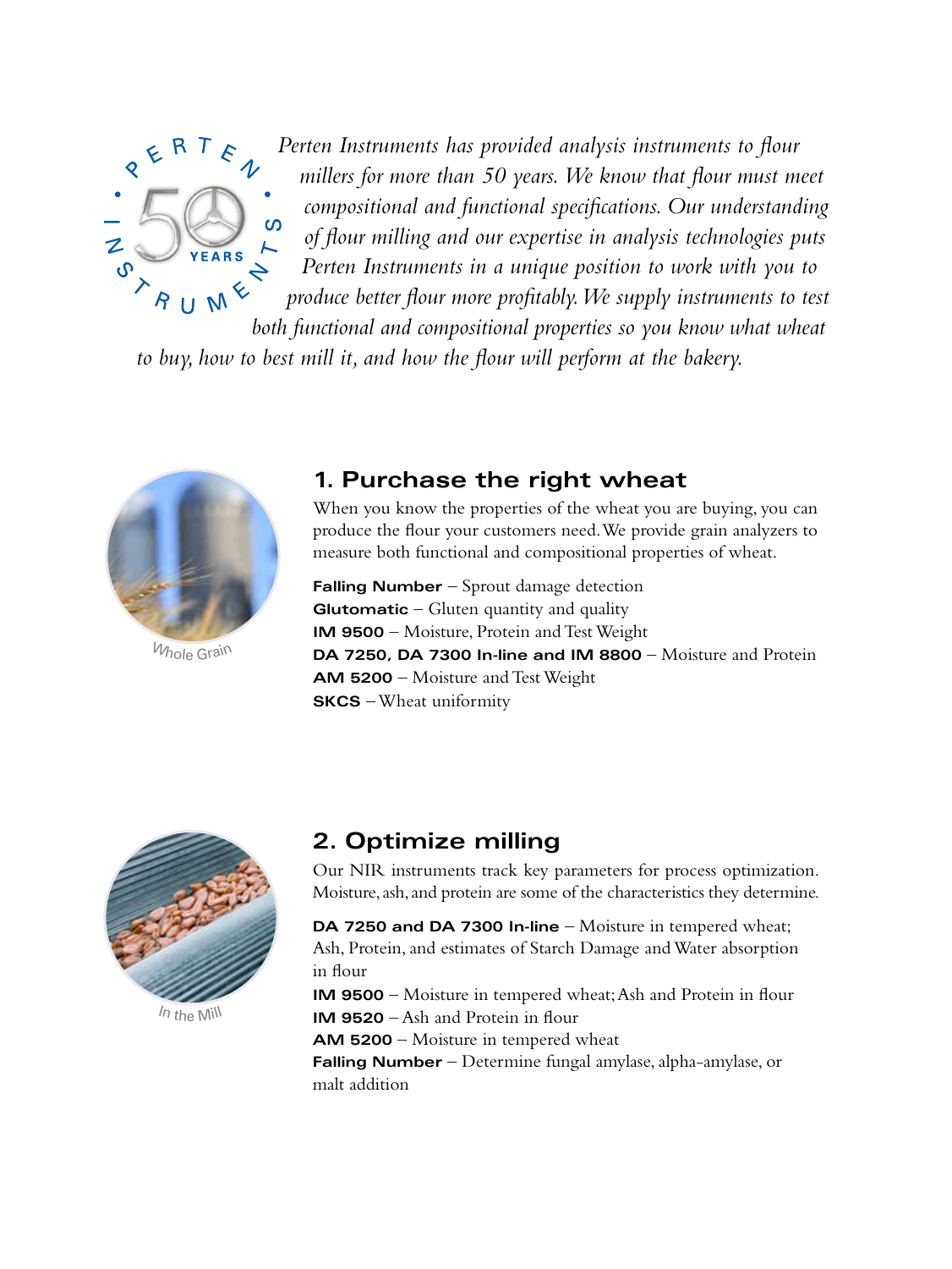*Perten Instruments has provided analysis instruments to flour millers for more than 50 years. We know that flour must meet compositional and functional specifications. Our understanding of flour milling and our expertise in analysis technologies puts Perten Instruments in a unique position to work with you to produce better flour more profitably. We supply instruments to test both functional and compositional properties so you know what wheat to buy, how to best mill it, and how the flour will perform at the bakery.*

Whole Grain

## 1. Purchase the right wheat

When you know the properties of the wheat you are buying, you can produce the flour your customers need. We provide grain analyzers to measure both functional and compositional properties of wheat.

**Falling Number** – Sprout damage detection
**Glutomatic** – Gluten quantity and quality
**IM 9500** – Moisture, Protein and Test Weight
**DA 7250, DA 7300 In-line and IM 8800** – Moisture and Protein
**AM 5200** – Moisture and Test Weight
**SKCS** – Wheat uniformity

In the Mill

## 2. Optimize milling

Our NIR instruments track key parameters for process optimization. Moisture, ash, and protein are some of the characteristics they determine.

**DA 7250 and DA 7300 In-line** – Moisture in tempered wheat; Ash, Protein, and estimates of Starch Damage and Water absorption in flour
**IM 9500** – Moisture in tempered wheat; Ash and Protein in flour
**IM 9520** – Ash and Protein in flour
**AM 5200** – Moisture in tempered wheat
**Falling Number** – Determine fungal amylase, alpha-amylase, or malt addition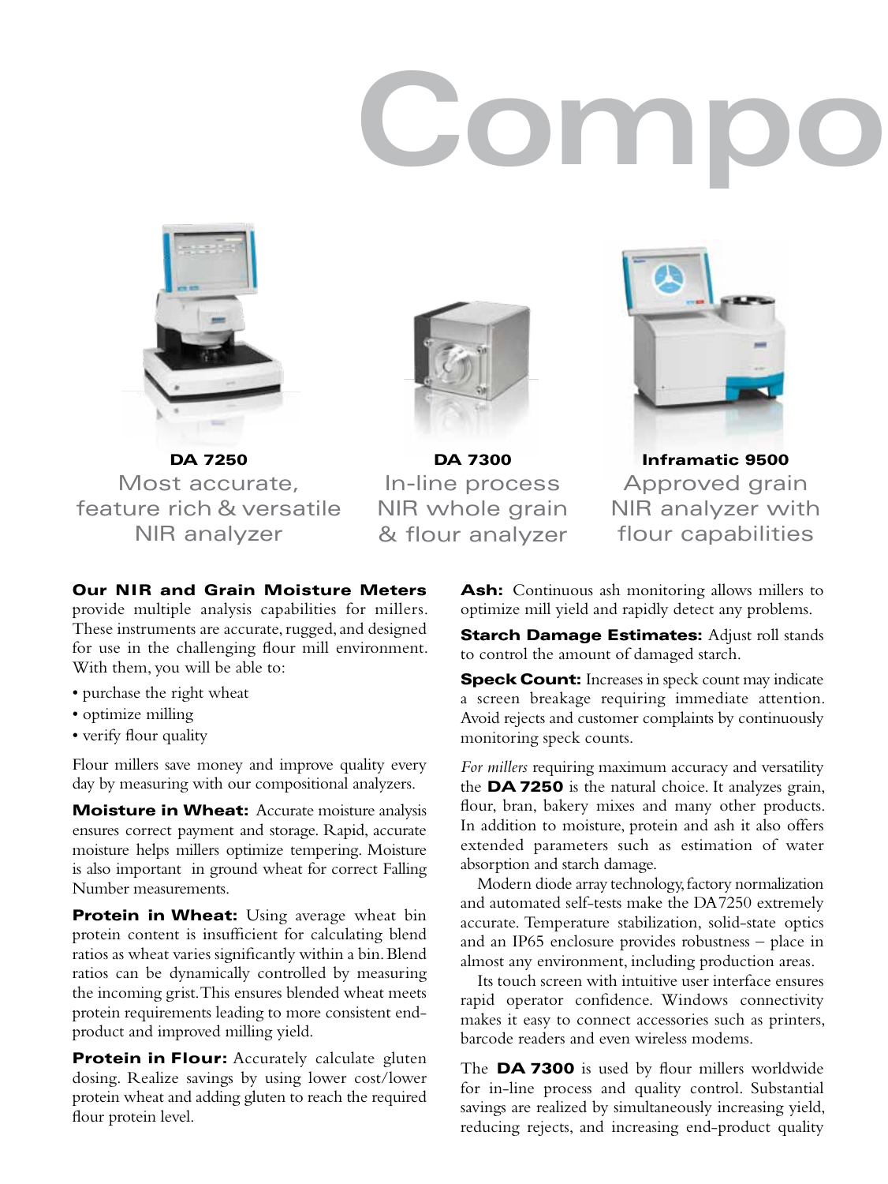# Compo

**DA 7250**
Most accurate, feature rich & versatile NIR analyzer

**DA 7300**
In-line process NIR whole grain & flour analyzer

**Inframatic 9500**
Approved grain NIR analyzer with flour capabilities

**Our NIR and Grain Moisture Meters** provide multiple analysis capabilities for millers. These instruments are accurate, rugged, and designed for use in the challenging flour mill environment. With them, you will be able to:

- purchase the right wheat
- optimize milling
- verify flour quality

Flour millers save money and improve quality every day by measuring with our compositional analyzers.

**Moisture in Wheat:** Accurate moisture analysis ensures correct payment and storage. Rapid, accurate moisture helps millers optimize tempering. Moisture is also important in ground wheat for correct Falling Number measurements.

**Protein in Wheat:** Using average wheat bin protein content is insufficient for calculating blend ratios as wheat varies significantly within a bin. Blend ratios can be dynamically controlled by measuring the incoming grist. This ensures blended wheat meets protein requirements leading to more consistent end-product and improved milling yield.

**Protein in Flour:** Accurately calculate gluten dosing. Realize savings by using lower cost/lower protein wheat and adding gluten to reach the required flour protein level.

**Ash:** Continuous ash monitoring allows millers to optimize mill yield and rapidly detect any problems.

**Starch Damage Estimates:** Adjust roll stands to control the amount of damaged starch.

**Speck Count:** Increases in speck count may indicate a screen breakage requiring immediate attention. Avoid rejects and customer complaints by continuously monitoring speck counts.

*For millers* requiring maximum accuracy and versatility the **DA 7250** is the natural choice. It analyzes grain, flour, bran, bakery mixes and many other products. In addition to moisture, protein and ash it also offers extended parameters such as estimation of water absorption and starch damage.

Modern diode array technology, factory normalization and automated self-tests make the DA7250 extremely accurate. Temperature stabilization, solid-state optics and an IP65 enclosure provides robustness – place in almost any environment, including production areas.

Its touch screen with intuitive user interface ensures rapid operator confidence. Windows connectivity makes it easy to connect accessories such as printers, barcode readers and even wireless modems.

The **DA 7300** is used by flour millers worldwide for in-line process and quality control. Substantial savings are realized by simultaneously increasing yield, reducing rejects, and increasing end-product quality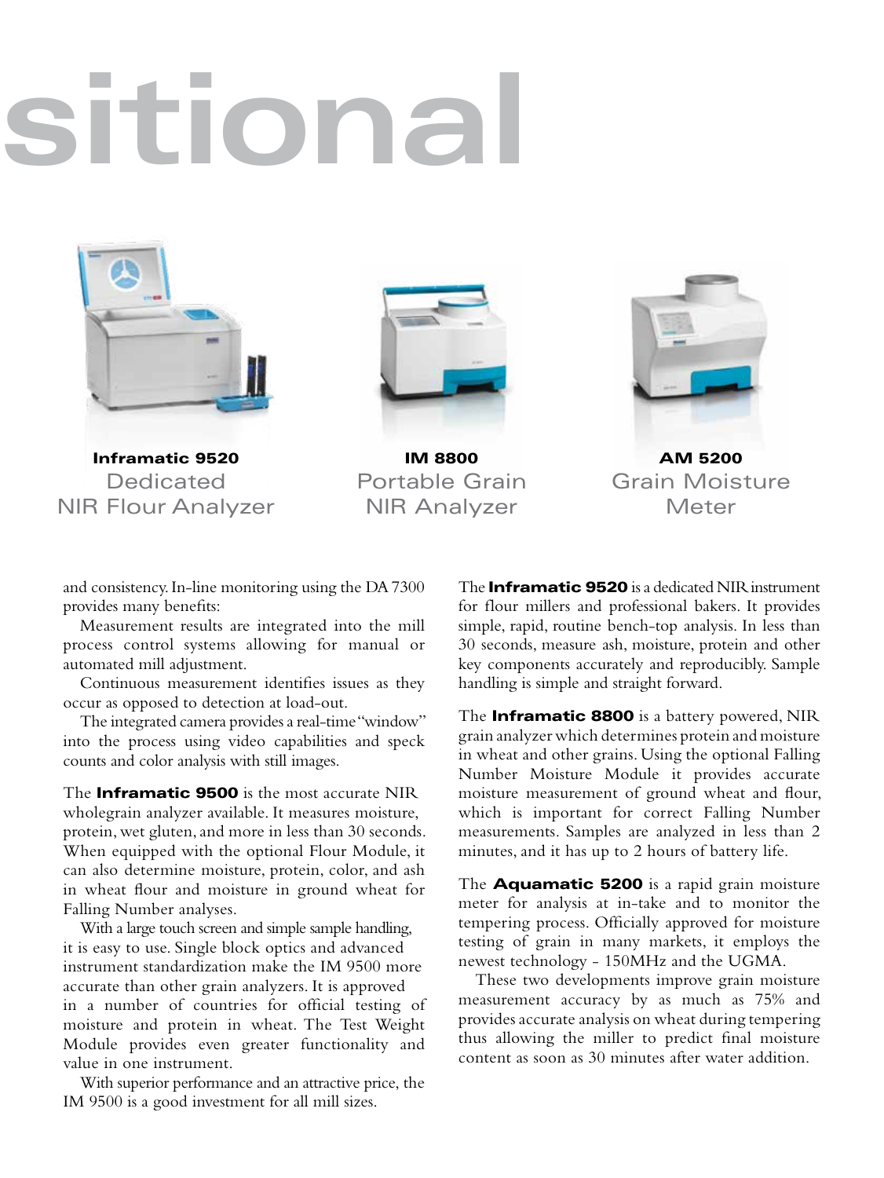# sitional

**Inframatic 9520**
Dedicated
NIR Flour Analyzer

**IM 8800**
Portable Grain
NIR Analyzer

**AM 5200**
Grain Moisture
Meter

and consistency. In-line monitoring using the DA 7300 provides many benefits:

Measurement results are integrated into the mill process control systems allowing for manual or automated mill adjustment.

Continuous measurement identifies issues as they occur as opposed to detection at load-out.

The integrated camera provides a real-time "window" into the process using video capabilities and speck counts and color analysis with still images.

The **Inframatic 9500** is the most accurate NIR wholegrain analyzer available. It measures moisture, protein, wet gluten, and more in less than 30 seconds. When equipped with the optional Flour Module, it can also determine moisture, protein, color, and ash in wheat flour and moisture in ground wheat for Falling Number analyses.

With a large touch screen and simple sample handling, it is easy to use. Single block optics and advanced instrument standardization make the IM 9500 more accurate than other grain analyzers. It is approved in a number of countries for official testing of moisture and protein in wheat. The Test Weight Module provides even greater functionality and value in one instrument.

With superior performance and an attractive price, the IM 9500 is a good investment for all mill sizes.

The **Inframatic 9520** is a dedicated NIR instrument for flour millers and professional bakers. It provides simple, rapid, routine bench-top analysis. In less than 30 seconds, measure ash, moisture, protein and other key components accurately and reproducibly. Sample handling is simple and straight forward.

The **Inframatic 8800** is a battery powered, NIR grain analyzer which determines protein and moisture in wheat and other grains. Using the optional Falling Number Moisture Module it provides accurate moisture measurement of ground wheat and flour, which is important for correct Falling Number measurements. Samples are analyzed in less than 2 minutes, and it has up to 2 hours of battery life.

The **Aquamatic 5200** is a rapid grain moisture meter for analysis at in-take and to monitor the tempering process. Officially approved for moisture testing of grain in many markets, it employs the newest technology - 150MHz and the UGMA.

These two developments improve grain moisture measurement accuracy by as much as 75% and provides accurate analysis on wheat during tempering thus allowing the miller to predict final moisture content as soon as 30 minutes after water addition.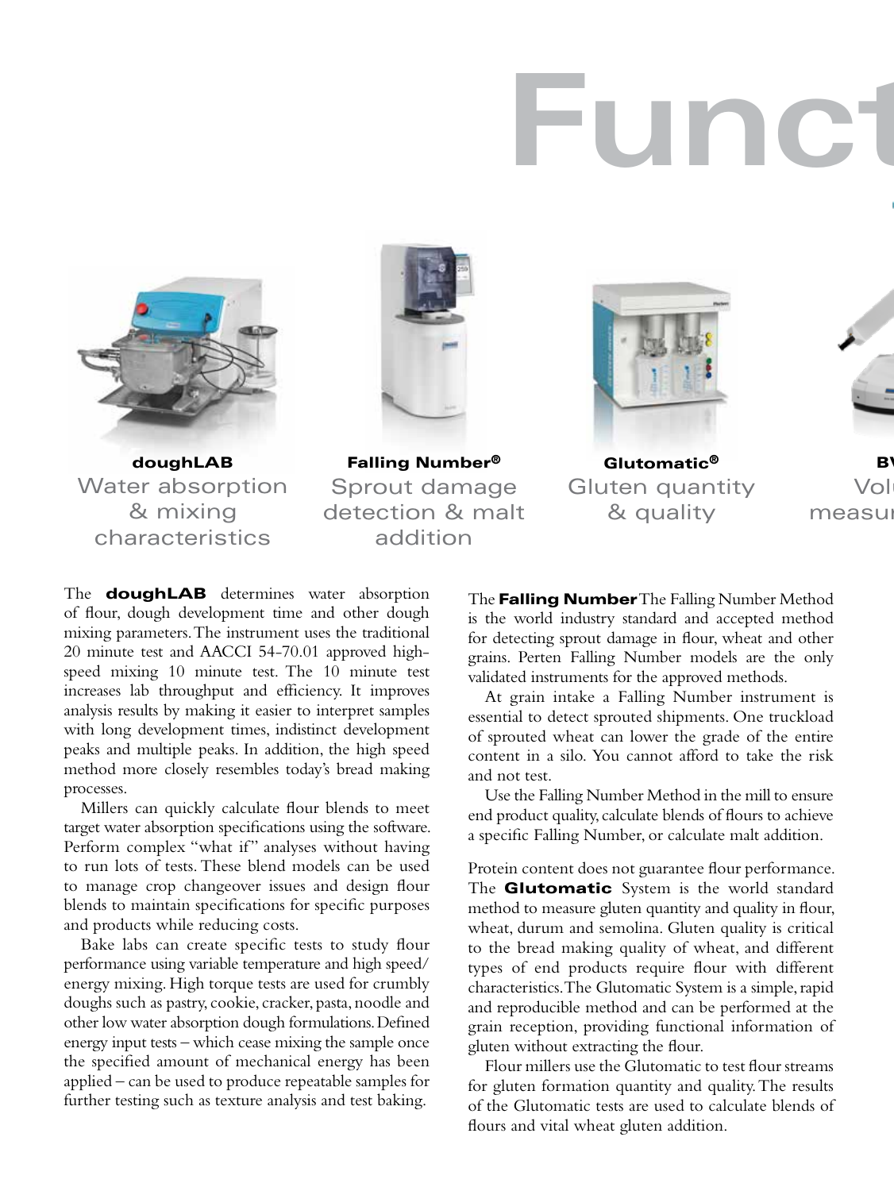# Funct

**doughLAB**
Water absorption & mixing characteristics

**Falling Number®**
Sprout damage detection & malt addition

**Glutomatic®**
Gluten quantity & quality

**BV**
Vol
measur

The **doughLAB** determines water absorption of flour, dough development time and other dough mixing parameters. The instrument uses the traditional 20 minute test and AACCI 54-70.01 approved high-speed mixing 10 minute test. The 10 minute test increases lab throughput and efficiency. It improves analysis results by making it easier to interpret samples with long development times, indistinct development peaks and multiple peaks. In addition, the high speed method more closely resembles today's bread making processes.

Millers can quickly calculate flour blends to meet target water absorption specifications using the software. Perform complex "what if" analyses without having to run lots of tests. These blend models can be used to manage crop changeover issues and design flour blends to maintain specifications for specific purposes and products while reducing costs.

Bake labs can create specific tests to study flour performance using variable temperature and high speed/energy mixing. High torque tests are used for crumbly doughs such as pastry, cookie, cracker, pasta, noodle and other low water absorption dough formulations. Defined energy input tests – which cease mixing the sample once the specified amount of mechanical energy has been applied – can be used to produce repeatable samples for further testing such as texture analysis and test baking.

The **Falling Number** The Falling Number Method is the world industry standard and accepted method for detecting sprout damage in flour, wheat and other grains. Perten Falling Number models are the only validated instruments for the approved methods.

At grain intake a Falling Number instrument is essential to detect sprouted shipments. One truckload of sprouted wheat can lower the grade of the entire content in a silo. You cannot afford to take the risk and not test.

Use the Falling Number Method in the mill to ensure end product quality, calculate blends of flours to achieve a specific Falling Number, or calculate malt addition.

Protein content does not guarantee flour performance. The **Glutomatic** System is the world standard method to measure gluten quantity and quality in flour, wheat, durum and semolina. Gluten quality is critical to the bread making quality of wheat, and different types of end products require flour with different characteristics. The Glutomatic System is a simple, rapid and reproducible method and can be performed at the grain reception, providing functional information of gluten without extracting the flour.

Flour millers use the Glutomatic to test flour streams for gluten formation quantity and quality. The results of the Glutomatic tests are used to calculate blends of flours and vital wheat gluten addition.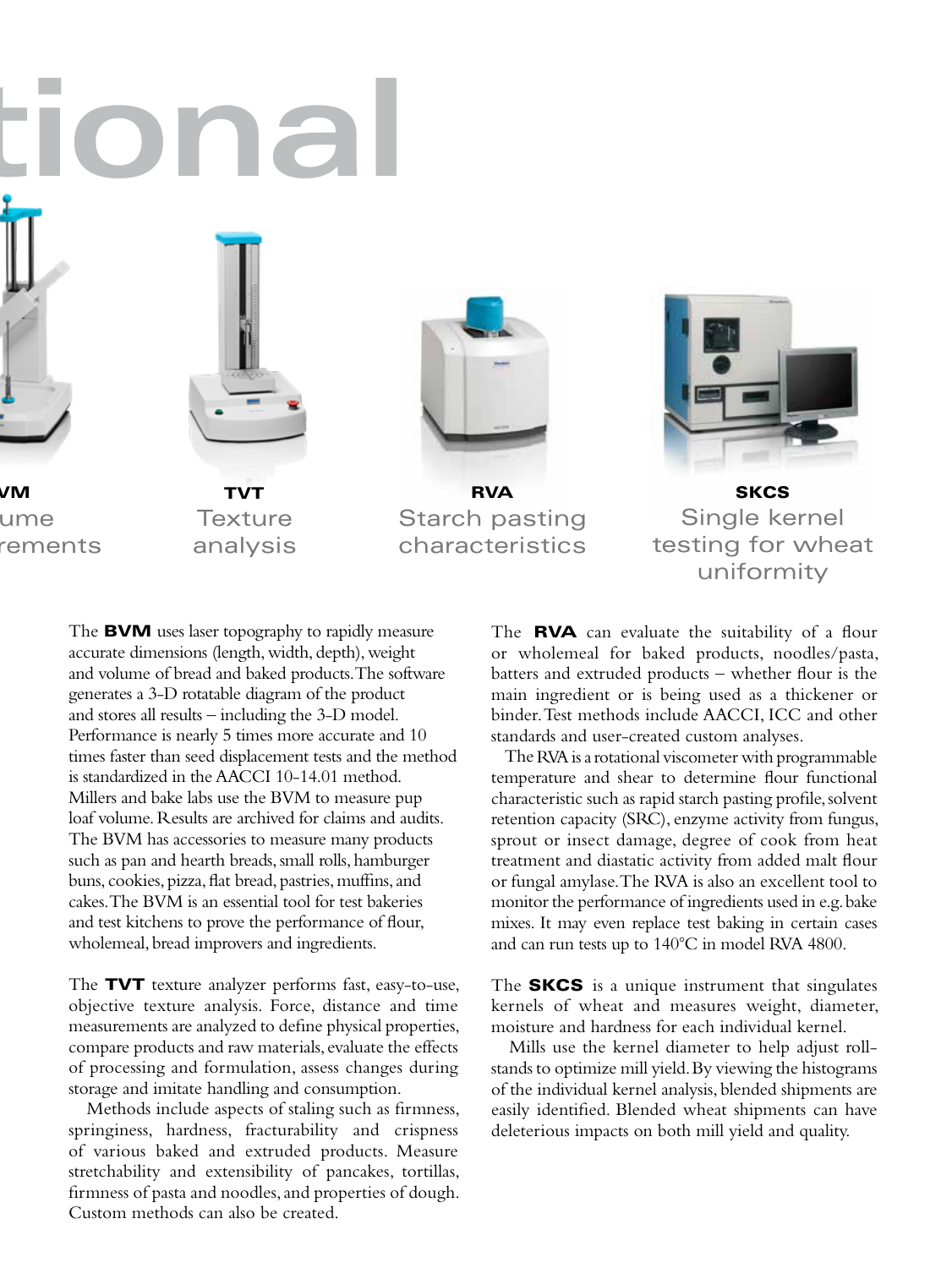tional

VM
ume
rements

**TVT**
Texture analysis

**RVA**
Starch pasting characteristics

**SKCS**
Single kernel testing for wheat uniformity

The **BVM** uses laser topography to rapidly measure accurate dimensions (length, width, depth), weight and volume of bread and baked products. The software generates a 3-D rotatable diagram of the product and stores all results – including the 3-D model. Performance is nearly 5 times more accurate and 10 times faster than seed displacement tests and the method is standardized in the AACCI 10-14.01 method. Millers and bake labs use the BVM to measure pup loaf volume. Results are archived for claims and audits. The BVM has accessories to measure many products such as pan and hearth breads, small rolls, hamburger buns, cookies, pizza, flat bread, pastries, muffins, and cakes. The BVM is an essential tool for test bakeries and test kitchens to prove the performance of flour, wholemeal, bread improvers and ingredients.

The **TVT** texture analyzer performs fast, easy-to-use, objective texture analysis. Force, distance and time measurements are analyzed to define physical properties, compare products and raw materials, evaluate the effects of processing and formulation, assess changes during storage and imitate handling and consumption.

Methods include aspects of staling such as firmness, springiness, hardness, fracturability and crispness of various baked and extruded products. Measure stretchability and extensibility of pancakes, tortillas, firmness of pasta and noodles, and properties of dough. Custom methods can also be created.

The **RVA** can evaluate the suitability of a flour or wholemeal for baked products, noodles/pasta, batters and extruded products – whether flour is the main ingredient or is being used as a thickener or binder. Test methods include AACCI, ICC and other standards and user-created custom analyses.

The RVA is a rotational viscometer with programmable temperature and shear to determine flour functional characteristic such as rapid starch pasting profile, solvent retention capacity (SRC), enzyme activity from fungus, sprout or insect damage, degree of cook from heat treatment and diastatic activity from added malt flour or fungal amylase. The RVA is also an excellent tool to monitor the performance of ingredients used in e.g. bake mixes. It may even replace test baking in certain cases and can run tests up to 140°C in model RVA 4800.

The **SKCS** is a unique instrument that singulates kernels of wheat and measures weight, diameter, moisture and hardness for each individual kernel.

Mills use the kernel diameter to help adjust roll-stands to optimize mill yield. By viewing the histograms of the individual kernel analysis, blended shipments are easily identified. Blended wheat shipments can have deleterious impacts on both mill yield and quality.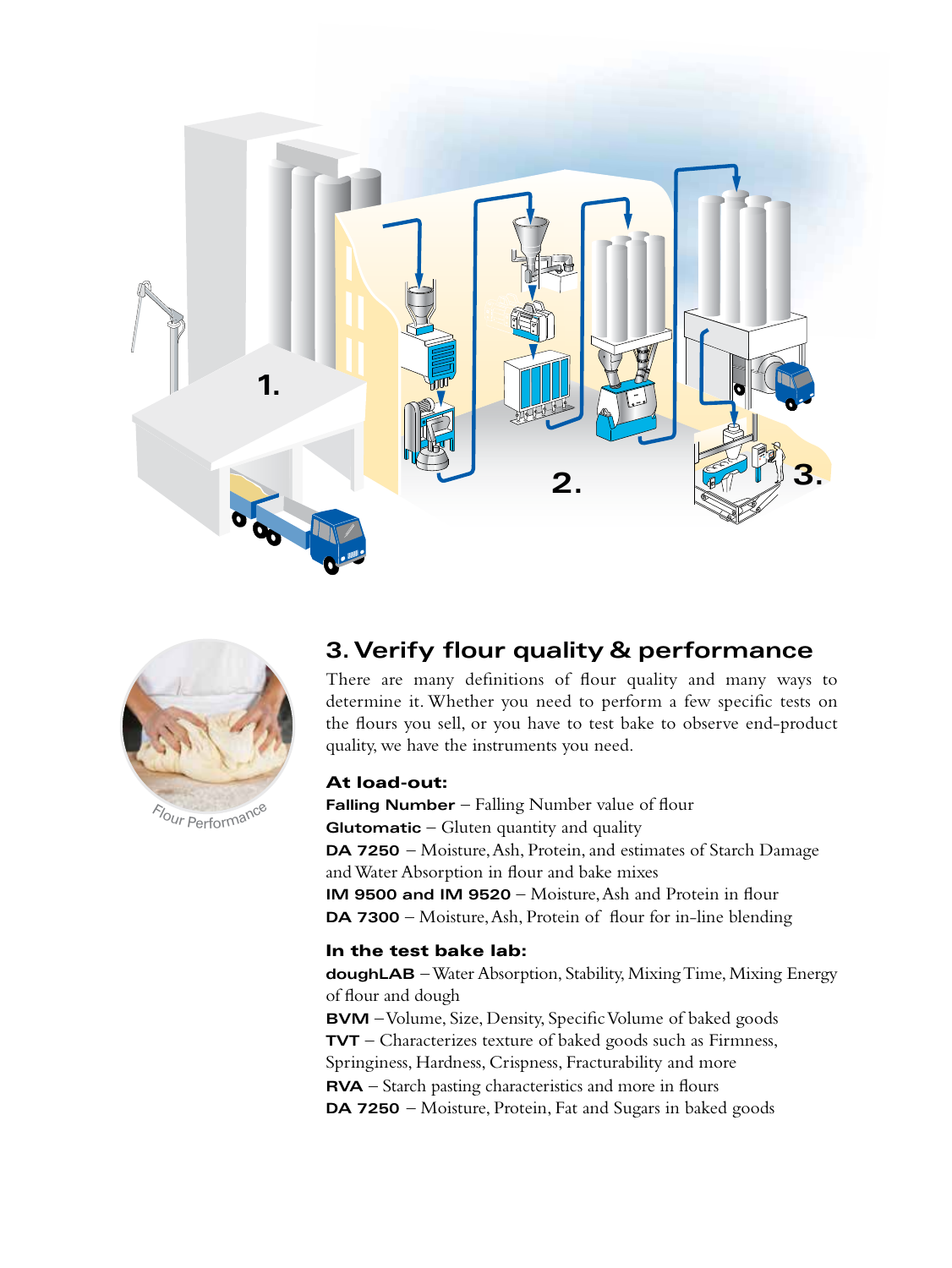1.

2.

3.

Flour Performance

## 3. Verify flour quality & performance

There are many definitions of flour quality and many ways to determine it. Whether you need to perform a few specific tests on the flours you sell, or you have to test bake to observe end-product quality, we have the instruments you need.

### At load-out:

**Falling Number** – Falling Number value of flour
**Glutomatic** – Gluten quantity and quality
**DA 7250** – Moisture, Ash, Protein, and estimates of Starch Damage and Water Absorption in flour and bake mixes
**IM 9500 and IM 9520** – Moisture, Ash and Protein in flour
**DA 7300** – Moisture, Ash, Protein of flour for in-line blending

### In the test bake lab:

**doughLAB** – Water Absorption, Stability, Mixing Time, Mixing Energy of flour and dough
**BVM** – Volume, Size, Density, Specific Volume of baked goods
**TVT** – Characterizes texture of baked goods such as Firmness, Springiness, Hardness, Crispness, Fracturability and more
**RVA** – Starch pasting characteristics and more in flours
**DA 7250** – Moisture, Protein, Fat and Sugars in baked goods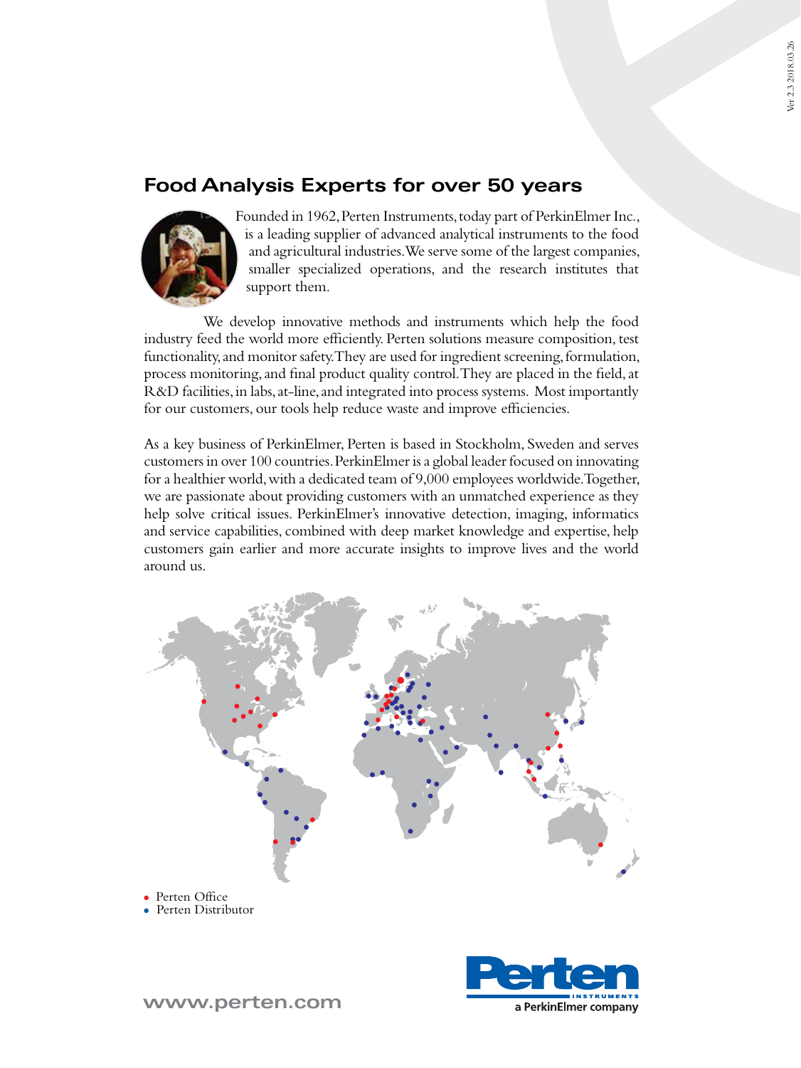## Food Analysis Experts for over 50 years

Founded in 1962, Perten Instruments, today part of PerkinElmer Inc., is a leading supplier of advanced analytical instruments to the food and agricultural industries. We serve some of the largest companies, smaller specialized operations, and the research institutes that support them.

We develop innovative methods and instruments which help the food industry feed the world more efficiently. Perten solutions measure composition, test functionality, and monitor safety. They are used for ingredient screening, formulation, process monitoring, and final product quality control. They are placed in the field, at R&D facilities, in labs, at-line, and integrated into process systems. Most importantly for our customers, our tools help reduce waste and improve efficiencies.

As a key business of PerkinElmer, Perten is based in Stockholm, Sweden and serves customers in over 100 countries. PerkinElmer is a global leader focused on innovating for a healthier world, with a dedicated team of 9,000 employees worldwide. Together, we are passionate about providing customers with an unmatched experience as they help solve critical issues. PerkinElmer's innovative detection, imaging, informatics and service capabilities, combined with deep market knowledge and expertise, help customers gain earlier and more accurate insights to improve lives and the world around us.

- Perten Office
- Perten Distributor

www.perten.com

Perten INSTRUMENTS
a PerkinElmer company

Ver 2.3 2018.03.26